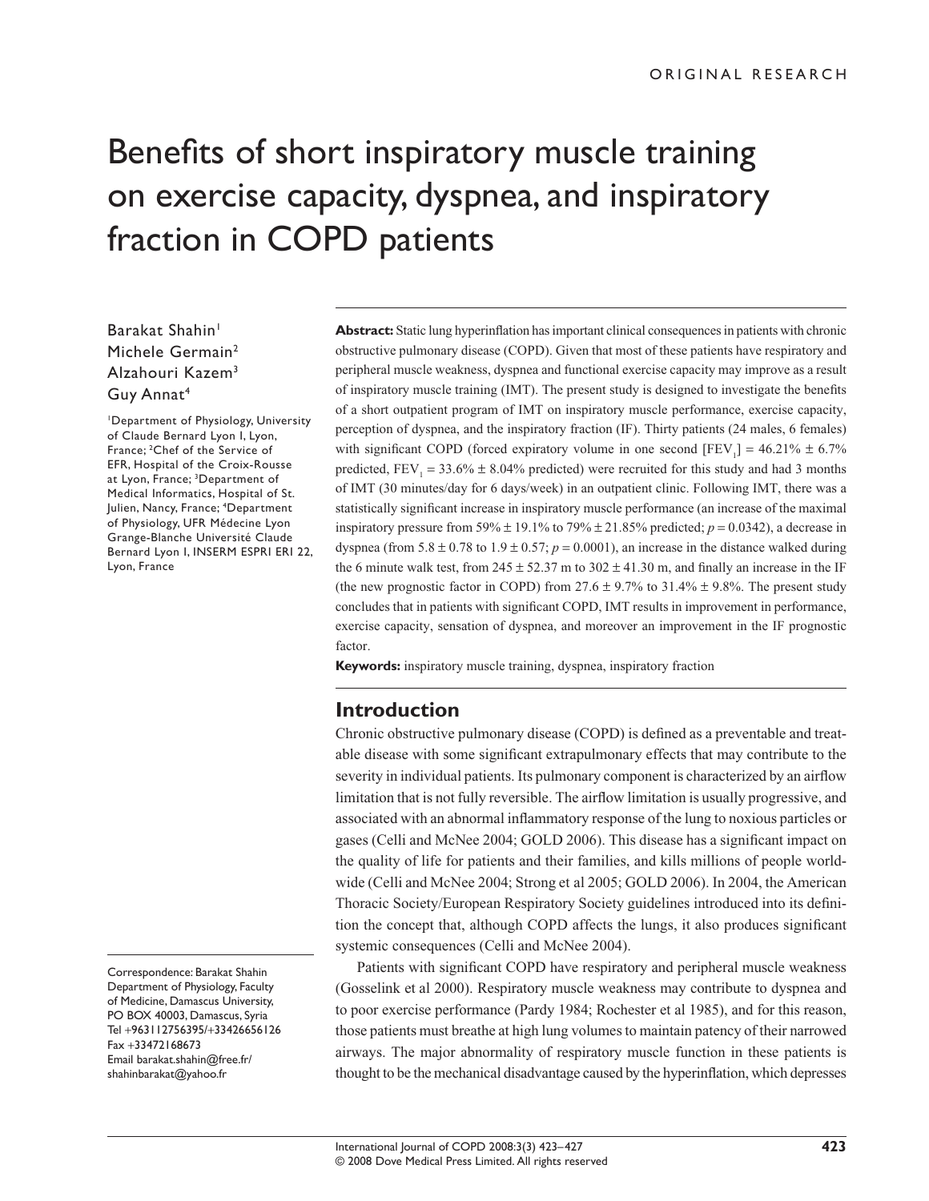ORIGINAL RESEARCH

# Benefits of short inspiratory muscle training on exercise capacity, dyspnea, and inspiratory fraction in COPD patients

Barakat Shahin[1]
Michele Germain[2]
Alzahouri Kazem[3]
Guy Annat[4]

[1]Department of Physiology, University of Claude Bernard Lyon I, Lyon, France; [2]Chef of the Service of EFR, Hospital of the Croix-Rousse at Lyon, France; [3]Department of Medical Informatics, Hospital of St. Julien, Nancy, France; [4]Department of Physiology, UFR Médecine Lyon Grange-Blanche Université Claude Bernard Lyon I, INSERM ESPRI ERI 22, Lyon, France

Correspondence: Barakat Shahin
Department of Physiology, Faculty of Medicine, Damascus University, PO BOX 40003, Damascus, Syria
Tel +963112756395/+33426656126
Fax +33472168673
Email barakat.shahin@free.fr/ shahinbarakat@yahoo.fr

**Abstract:** Static lung hyperinflation has important clinical consequences in patients with chronic obstructive pulmonary disease (COPD). Given that most of these patients have respiratory and peripheral muscle weakness, dyspnea and functional exercise capacity may improve as a result of inspiratory muscle training (IMT). The present study is designed to investigate the benefits of a short outpatient program of IMT on inspiratory muscle performance, exercise capacity, perception of dyspnea, and the inspiratory fraction (IF). Thirty patients (24 males, 6 females) with significant COPD (forced expiratory volume in one second [$FEV_1$] = 46.21% ± 6.7% predicted, $FEV_1$ = 33.6% ± 8.04% predicted) were recruited for this study and had 3 months of IMT (30 minutes/day for 6 days/week) in an outpatient clinic. Following IMT, there was a statistically significant increase in inspiratory muscle performance (an increase of the maximal inspiratory pressure from 59% ± 19.1% to 79% ± 21.85% predicted; $p = 0.0342$), a decrease in dyspnea (from 5.8 ± 0.78 to 1.9 ± 0.57; $p = 0.0001$), an increase in the distance walked during the 6 minute walk test, from 245 ± 52.37 m to 302 ± 41.30 m, and finally an increase in the IF (the new prognostic factor in COPD) from 27.6 ± 9.7% to 31.4% ± 9.8%. The present study concludes that in patients with significant COPD, IMT results in improvement in performance, exercise capacity, sensation of dyspnea, and moreover an improvement in the IF prognostic factor.

**Keywords:** inspiratory muscle training, dyspnea, inspiratory fraction

## Introduction

Chronic obstructive pulmonary disease (COPD) is defined as a preventable and treatable disease with some significant extrapulmonary effects that may contribute to the severity in individual patients. Its pulmonary component is characterized by an airflow limitation that is not fully reversible. The airflow limitation is usually progressive, and associated with an abnormal inflammatory response of the lung to noxious particles or gases (Celli and McNee 2004; GOLD 2006). This disease has a significant impact on the quality of life for patients and their families, and kills millions of people worldwide (Celli and McNee 2004; Strong et al 2005; GOLD 2006). In 2004, the American Thoracic Society/European Respiratory Society guidelines introduced into its definition the concept that, although COPD affects the lungs, it also produces significant systemic consequences (Celli and McNee 2004).

Patients with significant COPD have respiratory and peripheral muscle weakness (Gosselink et al 2000). Respiratory muscle weakness may contribute to dyspnea and to poor exercise performance (Pardy 1984; Rochester et al 1985), and for this reason, those patients must breathe at high lung volumes to maintain patency of their narrowed airways. The major abnormality of respiratory muscle function in these patients is thought to be the mechanical disadvantage caused by the hyperinflation, which depresses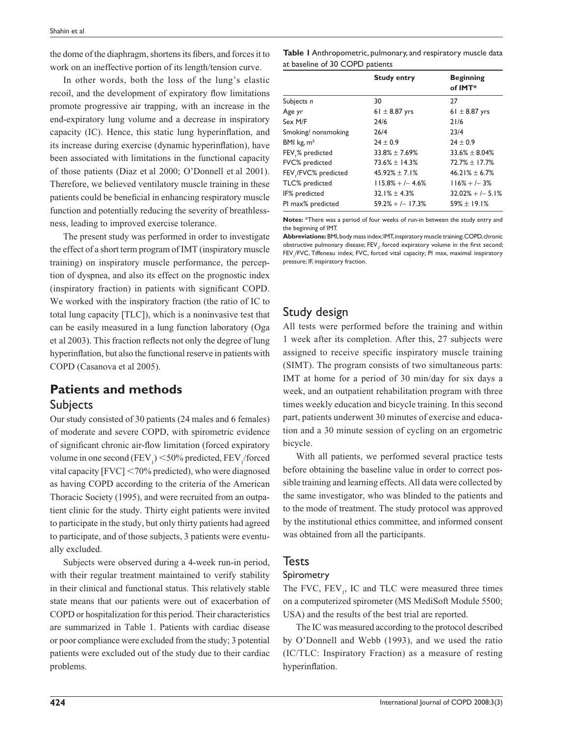the dome of the diaphragm, shortens its fibers, and forces it to work on an ineffective portion of its length/tension curve.

In other words, both the loss of the lung's elastic recoil, and the development of expiratory flow limitations promote progressive air trapping, with an increase in the end-expiratory lung volume and a decrease in inspiratory capacity (IC). Hence, this static lung hyperinflation, and its increase during exercise (dynamic hyperinflation), have been associated with limitations in the functional capacity of those patients (Diaz et al 2000; O'Donnell et al 2001). Therefore, we believed ventilatory muscle training in these patients could be beneficial in enhancing respiratory muscle function and potentially reducing the severity of breathlessness, leading to improved exercise tolerance.

The present study was performed in order to investigate the effect of a short term program of IMT (inspiratory muscle training) on inspiratory muscle performance, the perception of dyspnea, and also its effect on the prognostic index (inspiratory fraction) in patients with significant COPD. We worked with the inspiratory fraction (the ratio of IC to total lung capacity [TLC]), which is a noninvasive test that can be easily measured in a lung function laboratory (Oga et al 2003). This fraction reflects not only the degree of lung hyperinflation, but also the functional reserve in patients with COPD (Casanova et al 2005).

# Patients and methods

## Subjects

Our study consisted of 30 patients (24 males and 6 females) of moderate and severe COPD, with spirometric evidence of significant chronic air-flow limitation (forced expiratory volume in one second ($FEV_1$) <50% predicted, $FEV_1$/forced vital capacity [FVC] <70% predicted), who were diagnosed as having COPD according to the criteria of the American Thoracic Society (1995), and were recruited from an outpatient clinic for the study. Thirty eight patients were invited to participate in the study, but only thirty patients had agreed to participate, and of those subjects, 3 patients were eventually excluded.

Subjects were observed during a 4-week run-in period, with their regular treatment maintained to verify stability in their clinical and functional status. This relatively stable state means that our patients were out of exacerbation of COPD or hospitalization for this period. Their characteristics are summarized in Table 1. Patients with cardiac disease or poor compliance were excluded from the study; 3 potential patients were excluded out of the study due to their cardiac problems.

**Table 1** Anthropometric, pulmonary, and respiratory muscle data at baseline of 30 COPD patients

| | Study entry | Beginning of IMT* |
|---|---|---|
| Subjects *n* | 30 | 27 |
| Age yr | 61 ± 8.87 yrs | 61 ± 8.87 yrs |
| Sex M/F | 24/6 | 21/6 |
| Smoking/ nonsmoking | 26/4 | 23/4 |
| BMI kg, m² | 24 ± 0.9 | 24 ± 0.9 |
| $FEV_1$% predicted | 33.8% ± 7.69% | 33.6% ± 8.04% |
| FVC% predicted | 73.6% ± 14.3% | 72.7% ± 17.7% |
| $FEV_1$/FVC% predicted | 45.92% ± 7.1% | 46.21% ± 6.7% |
| TLC% predicted | 115.8% + /− 4.6% | 116% + /− 3% |
| IF% predicted | 32.1% ± 4.3% | 32.02% + /− 5.1% |
| PI max% predicted | 59.2% + /− 17.3% | 59% ± 19.1% |

**Notes:** *There was a period of four weeks of run-in between the study entry and the beginning of IMT.

**Abbreviations:** BMI, body mass index; IMT, inspiratory muscle training; COPD, chronic obstructive pulmonary disease; $FEV_1$, forced expiratory volume in the first second; $FEV_1$/FVC, Tiffeneau index; FVC, forced vital capacity; PI max, maximal inspiratory pressure; IF, inspiratory fraction.

## Study design

All tests were performed before the training and within 1 week after its completion. After this, 27 subjects were assigned to receive specific inspiratory muscle training (SIMT). The program consists of two simultaneous parts: IMT at home for a period of 30 min/day for six days a week, and an outpatient rehabilitation program with three times weekly education and bicycle training. In this second part, patients underwent 30 minutes of exercise and education and a 30 minute session of cycling on an ergometric bicycle.

With all patients, we performed several practice tests before obtaining the baseline value in order to correct possible training and learning effects. All data were collected by the same investigator, who was blinded to the patients and to the mode of treatment. The study protocol was approved by the institutional ethics committee, and informed consent was obtained from all the participants.

## Tests

### Spirometry

The FVC, $FEV_1$, IC and TLC were measured three times on a computerized spirometer (MS MediSoft Module 5500; USA) and the results of the best trial are reported.

The IC was measured according to the protocol described by O'Donnell and Webb (1993), and we used the ratio (IC/TLC: Inspiratory Fraction) as a measure of resting hyperinflation.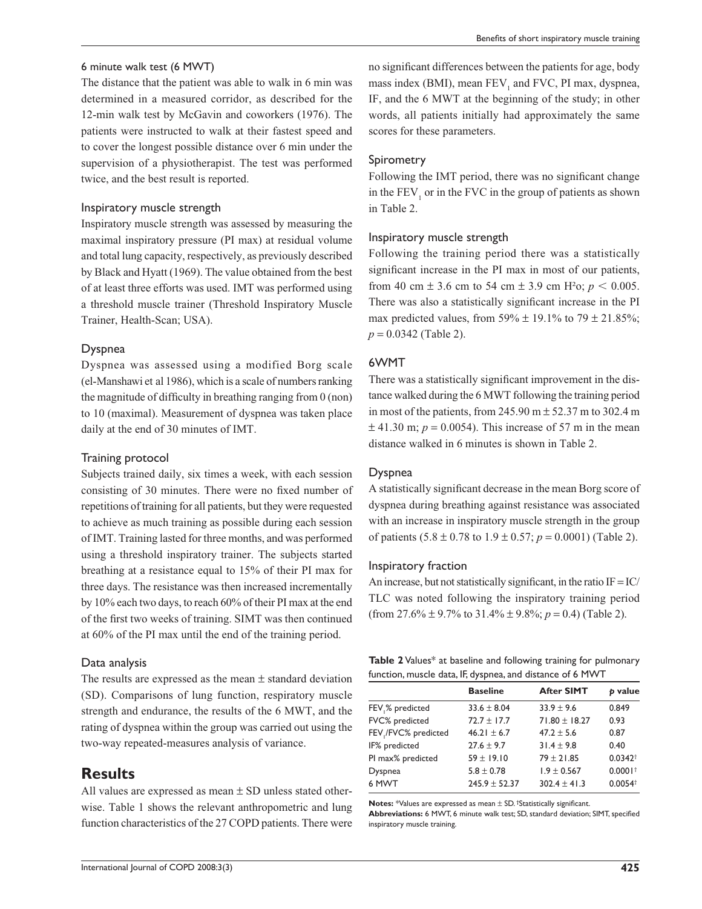### 6 minute walk test (6 MWT)

The distance that the patient was able to walk in 6 min was determined in a measured corridor, as described for the 12-min walk test by McGavin and coworkers (1976). The patients were instructed to walk at their fastest speed and to cover the longest possible distance over 6 min under the supervision of a physiotherapist. The test was performed twice, and the best result is reported.

### Inspiratory muscle strength

Inspiratory muscle strength was assessed by measuring the maximal inspiratory pressure (PI max) at residual volume and total lung capacity, respectively, as previously described by Black and Hyatt (1969). The value obtained from the best of at least three efforts was used. IMT was performed using a threshold muscle trainer (Threshold Inspiratory Muscle Trainer, Health-Scan; USA).

### Dyspnea

Dyspnea was assessed using a modified Borg scale (el-Manshawi et al 1986), which is a scale of numbers ranking the magnitude of difficulty in breathing ranging from 0 (non) to 10 (maximal). Measurement of dyspnea was taken place daily at the end of 30 minutes of IMT.

### Training protocol

Subjects trained daily, six times a week, with each session consisting of 30 minutes. There were no fixed number of repetitions of training for all patients, but they were requested to achieve as much training as possible during each session of IMT. Training lasted for three months, and was performed using a threshold inspiratory trainer. The subjects started breathing at a resistance equal to 15% of their PI max for three days. The resistance was then increased incrementally by 10% each two days, to reach 60% of their PI max at the end of the first two weeks of training. SIMT was then continued at 60% of the PI max until the end of the training period.

### Data analysis

The results are expressed as the mean ± standard deviation (SD). Comparisons of lung function, respiratory muscle strength and endurance, the results of the 6 MWT, and the rating of dyspnea within the group was carried out using the two-way repeated-measures analysis of variance.

## Results

All values are expressed as mean ± SD unless stated otherwise. Table 1 shows the relevant anthropometric and lung function characteristics of the 27 COPD patients. There were no significant differences between the patients for age, body mass index (BMI), mean $FEV_1$ and FVC, PI max, dyspnea, IF, and the 6 MWT at the beginning of the study; in other words, all patients initially had approximately the same scores for these parameters.

### Spirometry

Following the IMT period, there was no significant change in the $FEV_1$ or in the FVC in the group of patients as shown in Table 2.

### Inspiratory muscle strength

Following the training period there was a statistically significant increase in the PI max in most of our patients, from 40 cm ± 3.6 cm to 54 cm ± 3.9 cm $H^2o$; $p < 0.005$. There was also a statistically significant increase in the PI max predicted values, from 59% ± 19.1% to 79 ± 21.85%; $p = 0.0342$ (Table 2).

### 6WMT

There was a statistically significant improvement in the distance walked during the 6 MWT following the training period in most of the patients, from 245.90 m ± 52.37 m to 302.4 m ± 41.30 m; $p = 0.0054$). This increase of 57 m in the mean distance walked in 6 minutes is shown in Table 2.

### Dyspnea

A statistically significant decrease in the mean Borg score of dyspnea during breathing against resistance was associated with an increase in inspiratory muscle strength in the group of patients (5.8 ± 0.78 to 1.9 ± 0.57; $p = 0.0001$) (Table 2).

### Inspiratory fraction

An increase, but not statistically significant, in the ratio IF = IC/TLC was noted following the inspiratory training period (from 27.6% ± 9.7% to 31.4% ± 9.8%; $p = 0.4$) (Table 2).

**Table 2** Values* at baseline and following training for pulmonary function, muscle data, IF, dyspnea, and distance of 6 MWT

| | Baseline | After SIMT | *p* value |
|---|---|---|---|
| $FEV_1$% predicted | 33.6 ± 8.04 | 33.9 ± 9.6 | 0.849 |
| FVC% predicted | 72.7 ± 17.7 | 71.80 ± 18.27 | 0.93 |
| $FEV_1$/FVC% predicted | 46.21 ± 6.7 | 47.2 ± 5.6 | 0.87 |
| IF% predicted | 27.6 ± 9.7 | 31.4 ± 9.8 | 0.40 |
| PI max% predicted | 59 ± 19.10 | 79 ± 21.85 | 0.0342† |
| Dyspnea | 5.8 ± 0.78 | 1.9 ± 0.567 | 0.0001† |
| 6 MWT | 245.9 ± 52.37 | 302.4 ± 41.3 | 0.0054† |

**Notes:** *Values are expressed as mean ± SD. †Statistically significant.
**Abbreviations:** 6 MWT, 6 minute walk test; SD, standard deviation; SIMT, specified inspiratory muscle training.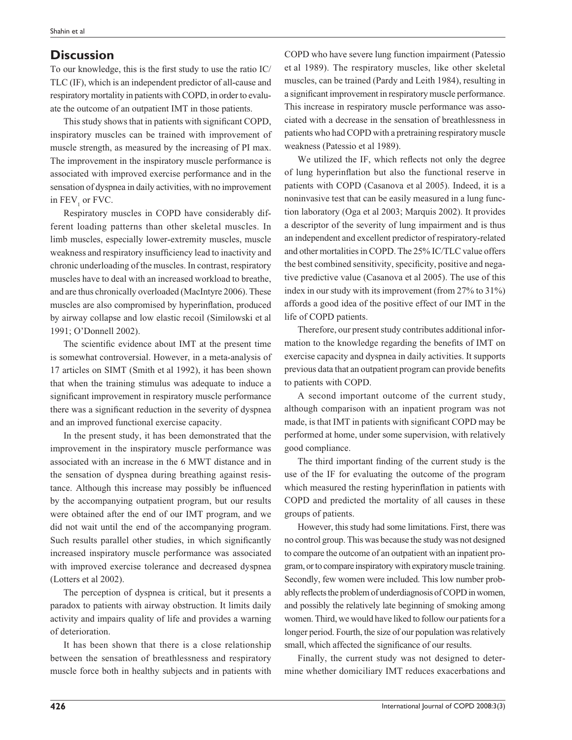## Discussion

To our knowledge, this is the first study to use the ratio IC/TLC (IF), which is an independent predictor of all-cause and respiratory mortality in patients with COPD, in order to evaluate the outcome of an outpatient IMT in those patients.

This study shows that in patients with significant COPD, inspiratory muscles can be trained with improvement of muscle strength, as measured by the increasing of PI max. The improvement in the inspiratory muscle performance is associated with improved exercise performance and in the sensation of dyspnea in daily activities, with no improvement in $FEV_1$ or FVC.

Respiratory muscles in COPD have considerably different loading patterns than other skeletal muscles. In limb muscles, especially lower-extremity muscles, muscle weakness and respiratory insufficiency lead to inactivity and chronic underloading of the muscles. In contrast, respiratory muscles have to deal with an increased workload to breathe, and are thus chronically overloaded (MacIntyre 2006). These muscles are also compromised by hyperinflation, produced by airway collapse and low elastic recoil (Similowski et al 1991; O'Donnell 2002).

The scientific evidence about IMT at the present time is somewhat controversial. However, in a meta-analysis of 17 articles on SIMT (Smith et al 1992), it has been shown that when the training stimulus was adequate to induce a significant improvement in respiratory muscle performance there was a significant reduction in the severity of dyspnea and an improved functional exercise capacity.

In the present study, it has been demonstrated that the improvement in the inspiratory muscle performance was associated with an increase in the 6 MWT distance and in the sensation of dyspnea during breathing against resistance. Although this increase may possibly be influenced by the accompanying outpatient program, but our results were obtained after the end of our IMT program, and we did not wait until the end of the accompanying program. Such results parallel other studies, in which significantly increased inspiratory muscle performance was associated with improved exercise tolerance and decreased dyspnea (Lotters et al 2002).

The perception of dyspnea is critical, but it presents a paradox to patients with airway obstruction. It limits daily activity and impairs quality of life and provides a warning of deterioration.

It has been shown that there is a close relationship between the sensation of breathlessness and respiratory muscle force both in healthy subjects and in patients with COPD who have severe lung function impairment (Patessio et al 1989). The respiratory muscles, like other skeletal muscles, can be trained (Pardy and Leith 1984), resulting in a significant improvement in respiratory muscle performance. This increase in respiratory muscle performance was associated with a decrease in the sensation of breathlessness in patients who had COPD with a pretraining respiratory muscle weakness (Patessio et al 1989).

We utilized the IF, which reflects not only the degree of lung hyperinflation but also the functional reserve in patients with COPD (Casanova et al 2005). Indeed, it is a noninvasive test that can be easily measured in a lung function laboratory (Oga et al 2003; Marquis 2002). It provides a descriptor of the severity of lung impairment and is thus an independent and excellent predictor of respiratory-related and other mortalities in COPD. The 25% IC/TLC value offers the best combined sensitivity, specificity, positive and negative predictive value (Casanova et al 2005). The use of this index in our study with its improvement (from 27% to 31%) affords a good idea of the positive effect of our IMT in the life of COPD patients.

Therefore, our present study contributes additional information to the knowledge regarding the benefits of IMT on exercise capacity and dyspnea in daily activities. It supports previous data that an outpatient program can provide benefits to patients with COPD.

A second important outcome of the current study, although comparison with an inpatient program was not made, is that IMT in patients with significant COPD may be performed at home, under some supervision, with relatively good compliance.

The third important finding of the current study is the use of the IF for evaluating the outcome of the program which measured the resting hyperinflation in patients with COPD and predicted the mortality of all causes in these groups of patients.

However, this study had some limitations. First, there was no control group. This was because the study was not designed to compare the outcome of an outpatient with an inpatient program, or to compare inspiratory with expiratory muscle training. Secondly, few women were included. This low number probably reflects the problem of underdiagnosis of COPD in women, and possibly the relatively late beginning of smoking among women. Third, we would have liked to follow our patients for a longer period. Fourth, the size of our population was relatively small, which affected the significance of our results.

Finally, the current study was not designed to determine whether domiciliary IMT reduces exacerbations and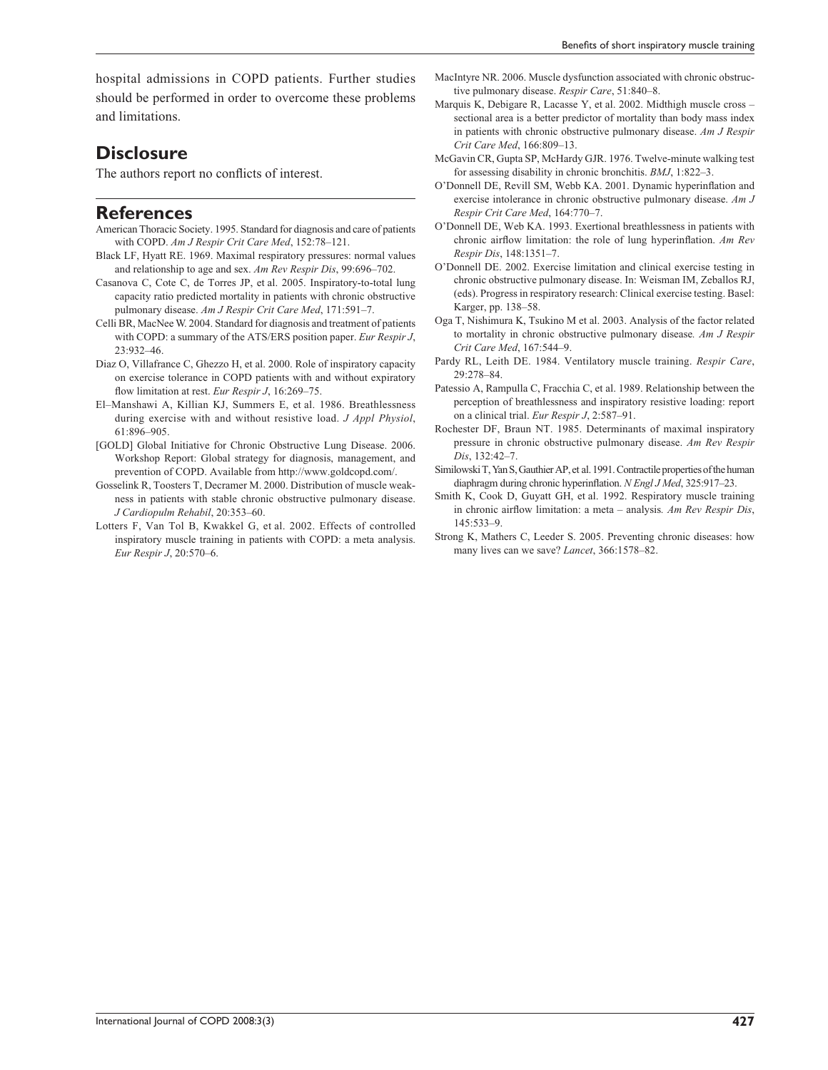hospital admissions in COPD patients. Further studies should be performed in order to overcome these problems and limitations.

## Disclosure

The authors report no conflicts of interest.

## References

American Thoracic Society. 1995. Standard for diagnosis and care of patients with COPD. *Am J Respir Crit Care Med*, 152:78–121.

Black LF, Hyatt RE. 1969. Maximal respiratory pressures: normal values and relationship to age and sex. *Am Rev Respir Dis*, 99:696–702.

Casanova C, Cote C, de Torres JP, et al. 2005. Inspiratory-to-total lung capacity ratio predicted mortality in patients with chronic obstructive pulmonary disease. *Am J Respir Crit Care Med*, 171:591–7.

Celli BR, MacNee W. 2004. Standard for diagnosis and treatment of patients with COPD: a summary of the ATS/ERS position paper. *Eur Respir J*, 23:932–46.

Diaz O, Villafrance C, Ghezzo H, et al. 2000. Role of inspiratory capacity on exercise tolerance in COPD patients with and without expiratory flow limitation at rest. *Eur Respir J*, 16:269–75.

El–Manshawi A, Killian KJ, Summers E, et al. 1986. Breathlessness during exercise with and without resistive load. *J Appl Physiol*, 61:896–905.

[GOLD] Global Initiative for Chronic Obstructive Lung Disease. 2006. Workshop Report: Global strategy for diagnosis, management, and prevention of COPD. Available from http://www.goldcopd.com/.

Gosselink R, Toosters T, Decramer M. 2000. Distribution of muscle weakness in patients with stable chronic obstructive pulmonary disease. *J Cardiopulm Rehabil*, 20:353–60.

Lotters F, Van Tol B, Kwakkel G, et al. 2002. Effects of controlled inspiratory muscle training in patients with COPD: a meta analysis. *Eur Respir J*, 20:570–6.

MacIntyre NR. 2006. Muscle dysfunction associated with chronic obstructive pulmonary disease. *Respir Care*, 51:840–8.

Marquis K, Debigare R, Lacasse Y, et al. 2002. Midthigh muscle cross – sectional area is a better predictor of mortality than body mass index in patients with chronic obstructive pulmonary disease. *Am J Respir Crit Care Med*, 166:809–13.

McGavin CR, Gupta SP, McHardy GJR. 1976. Twelve-minute walking test for assessing disability in chronic bronchitis. *BMJ*, 1:822–3.

O'Donnell DE, Revill SM, Webb KA. 2001. Dynamic hyperinflation and exercise intolerance in chronic obstructive pulmonary disease. *Am J Respir Crit Care Med*, 164:770–7.

O'Donnell DE, Web KA. 1993. Exertional breathlessness in patients with chronic airflow limitation: the role of lung hyperinflation. *Am Rev Respir Dis*, 148:1351–7.

O'Donnell DE. 2002. Exercise limitation and clinical exercise testing in chronic obstructive pulmonary disease. In: Weisman IM, Zeballos RJ, (eds). Progress in respiratory research: Clinical exercise testing. Basel: Karger, pp. 138–58.

Oga T, Nishimura K, Tsukino M et al. 2003. Analysis of the factor related to mortality in chronic obstructive pulmonary disease. *Am J Respir Crit Care Med*, 167:544–9.

Pardy RL, Leith DE. 1984. Ventilatory muscle training. *Respir Care*, 29:278–84.

Patessio A, Rampulla C, Fracchia C, et al. 1989. Relationship between the perception of breathlessness and inspiratory resistive loading: report on a clinical trial. *Eur Respir J*, 2:587–91.

Rochester DF, Braun NT. 1985. Determinants of maximal inspiratory pressure in chronic obstructive pulmonary disease. *Am Rev Respir Dis*, 132:42–7.

Similowski T, Yan S, Gauthier AP, et al. 1991. Contractile properties of the human diaphragm during chronic hyperinflation. *N Engl J Med*, 325:917–23.

Smith K, Cook D, Guyatt GH, et al. 1992. Respiratory muscle training in chronic airflow limitation: a meta – analysis. *Am Rev Respir Dis*, 145:533–9.

Strong K, Mathers C, Leeder S. 2005. Preventing chronic diseases: how many lives can we save? *Lancet*, 366:1578–82.